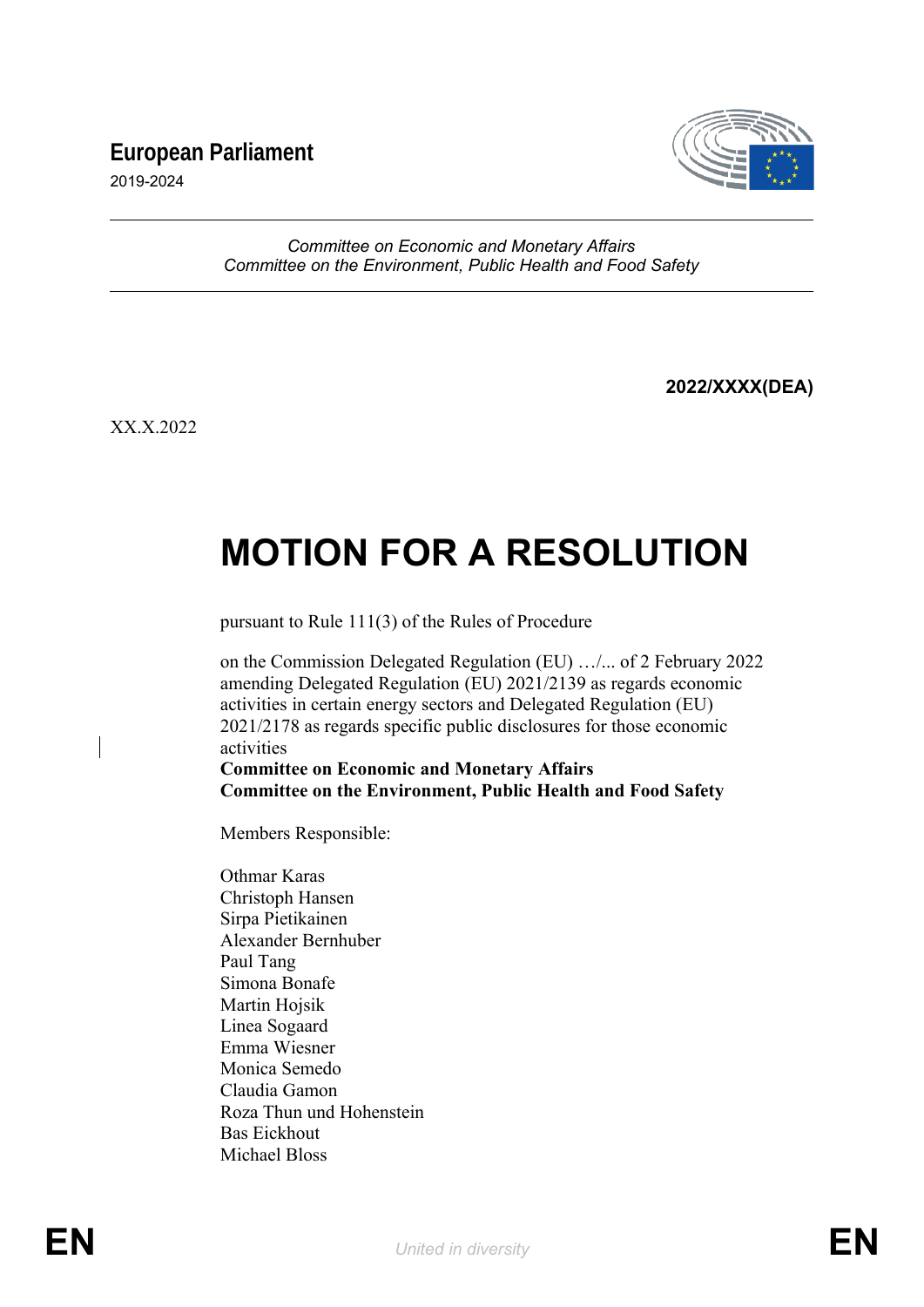**European Parliament**

2019-2024

*Committee on Economic and Monetary Affairs*
*Committee on the Environment, Public Health and Food Safety*

**2022/XXXX(DEA)**

XX.X.2022

# MOTION FOR A RESOLUTION

pursuant to Rule 111(3) of the Rules of Procedure

on the Commission Delegated Regulation (EU) …/... of 2 February 2022 amending Delegated Regulation (EU) 2021/2139 as regards economic activities in certain energy sectors and Delegated Regulation (EU) 2021/2178 as regards specific public disclosures for those economic activities

**Committee on Economic and Monetary Affairs**
**Committee on the Environment, Public Health and Food Safety**

Members Responsible:

Othmar Karas
Christoph Hansen
Sirpa Pietikainen
Alexander Bernhuber
Paul Tang
Simona Bonafe
Martin Hojsik
Linea Sogaard
Emma Wiesner
Monica Semedo
Claudia Gamon
Roza Thun und Hohenstein
Bas Eickhout
Michael Bloss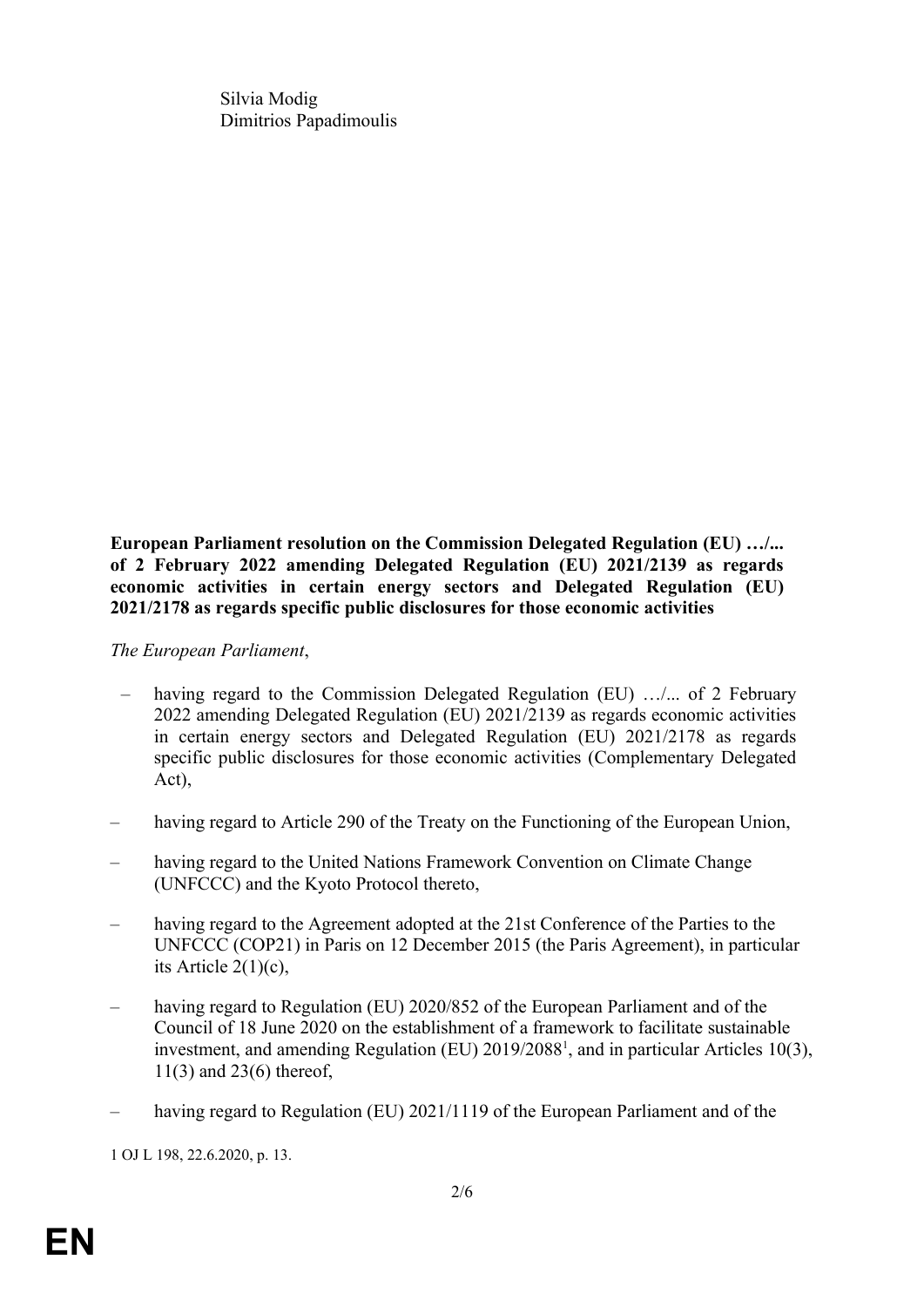Silvia Modig
Dimitrios Papadimoulis

**European Parliament resolution on the Commission Delegated Regulation (EU) …/... of 2 February 2022 amending Delegated Regulation (EU) 2021/2139 as regards economic activities in certain energy sectors and Delegated Regulation (EU) 2021/2178 as regards specific public disclosures for those economic activities**

*The European Parliament*,

– having regard to the Commission Delegated Regulation (EU) …/... of 2 February 2022 amending Delegated Regulation (EU) 2021/2139 as regards economic activities in certain energy sectors and Delegated Regulation (EU) 2021/2178 as regards specific public disclosures for those economic activities (Complementary Delegated Act),

– having regard to Article 290 of the Treaty on the Functioning of the European Union,

– having regard to the United Nations Framework Convention on Climate Change (UNFCCC) and the Kyoto Protocol thereto,

– having regard to the Agreement adopted at the 21st Conference of the Parties to the UNFCCC (COP21) in Paris on 12 December 2015 (the Paris Agreement), in particular its Article 2(1)(c),

– having regard to Regulation (EU) 2020/852 of the European Parliament and of the Council of 18 June 2020 on the establishment of a framework to facilitate sustainable investment, and amending Regulation (EU) 2019/2088[1], and in particular Articles 10(3), 11(3) and 23(6) thereof,

– having regard to Regulation (EU) 2021/1119 of the European Parliament and of the

[1] OJ L 198, 22.6.2020, p. 13.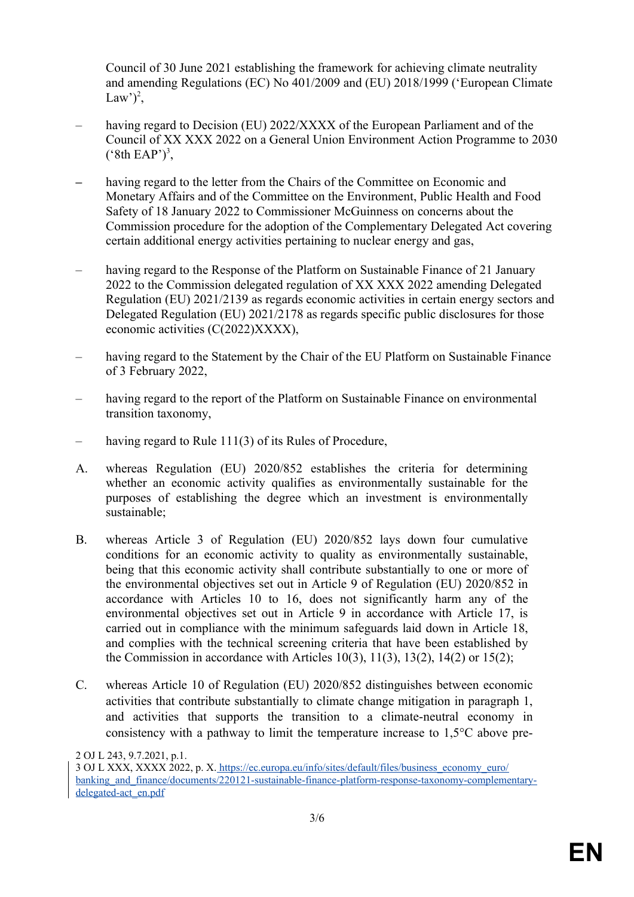Council of 30 June 2021 establishing the framework for achieving climate neutrality and amending Regulations (EC) No 401/2009 and (EU) 2018/1999 ('European Climate Law')[2],

– having regard to Decision (EU) 2022/XXXX of the European Parliament and of the Council of XX XXX 2022 on a General Union Environment Action Programme to 2030 ('8th EAP')[3],

– having regard to the letter from the Chairs of the Committee on Economic and Monetary Affairs and of the Committee on the Environment, Public Health and Food Safety of 18 January 2022 to Commissioner McGuinness on concerns about the Commission procedure for the adoption of the Complementary Delegated Act covering certain additional energy activities pertaining to nuclear energy and gas,

– having regard to the Response of the Platform on Sustainable Finance of 21 January 2022 to the Commission delegated regulation of XX XXX 2022 amending Delegated Regulation (EU) 2021/2139 as regards economic activities in certain energy sectors and Delegated Regulation (EU) 2021/2178 as regards specific public disclosures for those economic activities (C(2022)XXXX),

– having regard to the Statement by the Chair of the EU Platform on Sustainable Finance of 3 February 2022,

– having regard to the report of the Platform on Sustainable Finance on environmental transition taxonomy,

– having regard to Rule 111(3) of its Rules of Procedure,

A. whereas Regulation (EU) 2020/852 establishes the criteria for determining whether an economic activity qualifies as environmentally sustainable for the purposes of establishing the degree which an investment is environmentally sustainable;

B. whereas Article 3 of Regulation (EU) 2020/852 lays down four cumulative conditions for an economic activity to quality as environmentally sustainable, being that this economic activity shall contribute substantially to one or more of the environmental objectives set out in Article 9 of Regulation (EU) 2020/852 in accordance with Articles 10 to 16, does not significantly harm any of the environmental objectives set out in Article 9 in accordance with Article 17, is carried out in compliance with the minimum safeguards laid down in Article 18, and complies with the technical screening criteria that have been established by the Commission in accordance with Articles 10(3), 11(3), 13(2), 14(2) or 15(2);

C. whereas Article 10 of Regulation (EU) 2020/852 distinguishes between economic activities that contribute substantially to climate change mitigation in paragraph 1, and activities that supports the transition to a climate-neutral economy in consistency with a pathway to limit the temperature increase to 1,5°C above pre-

2 OJ L 243, 9.7.2021, p.1.

3 OJ L XXX, XXXX 2022, p. X. https://ec.europa.eu/info/sites/default/files/business_economy_euro/banking_and_finance/documents/220121-sustainable-finance-platform-response-taxonomy-complementary-delegated-act_en.pdf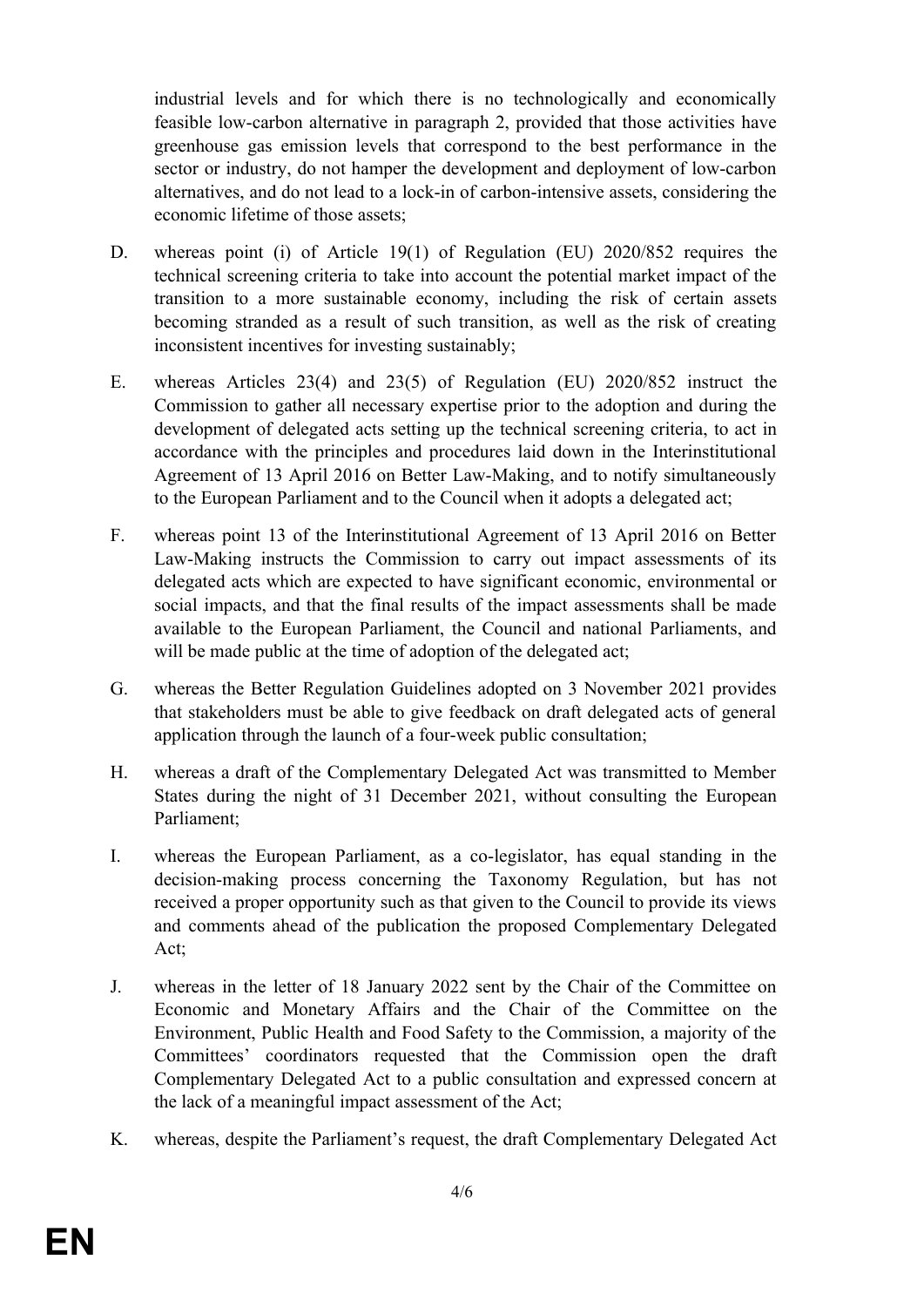industrial levels and for which there is no technologically and economically feasible low-carbon alternative in paragraph 2, provided that those activities have greenhouse gas emission levels that correspond to the best performance in the sector or industry, do not hamper the development and deployment of low-carbon alternatives, and do not lead to a lock-in of carbon-intensive assets, considering the economic lifetime of those assets;

D. whereas point (i) of Article 19(1) of Regulation (EU) 2020/852 requires the technical screening criteria to take into account the potential market impact of the transition to a more sustainable economy, including the risk of certain assets becoming stranded as a result of such transition, as well as the risk of creating inconsistent incentives for investing sustainably;

E. whereas Articles 23(4) and 23(5) of Regulation (EU) 2020/852 instruct the Commission to gather all necessary expertise prior to the adoption and during the development of delegated acts setting up the technical screening criteria, to act in accordance with the principles and procedures laid down in the Interinstitutional Agreement of 13 April 2016 on Better Law-Making, and to notify simultaneously to the European Parliament and to the Council when it adopts a delegated act;

F. whereas point 13 of the Interinstitutional Agreement of 13 April 2016 on Better Law-Making instructs the Commission to carry out impact assessments of its delegated acts which are expected to have significant economic, environmental or social impacts, and that the final results of the impact assessments shall be made available to the European Parliament, the Council and national Parliaments, and will be made public at the time of adoption of the delegated act;

G. whereas the Better Regulation Guidelines adopted on 3 November 2021 provides that stakeholders must be able to give feedback on draft delegated acts of general application through the launch of a four-week public consultation;

H. whereas a draft of the Complementary Delegated Act was transmitted to Member States during the night of 31 December 2021, without consulting the European Parliament;

I. whereas the European Parliament, as a co-legislator, has equal standing in the decision-making process concerning the Taxonomy Regulation, but has not received a proper opportunity such as that given to the Council to provide its views and comments ahead of the publication the proposed Complementary Delegated Act;

J. whereas in the letter of 18 January 2022 sent by the Chair of the Committee on Economic and Monetary Affairs and the Chair of the Committee on the Environment, Public Health and Food Safety to the Commission, a majority of the Committees' coordinators requested that the Commission open the draft Complementary Delegated Act to a public consultation and expressed concern at the lack of a meaningful impact assessment of the Act;

K. whereas, despite the Parliament's request, the draft Complementary Delegated Act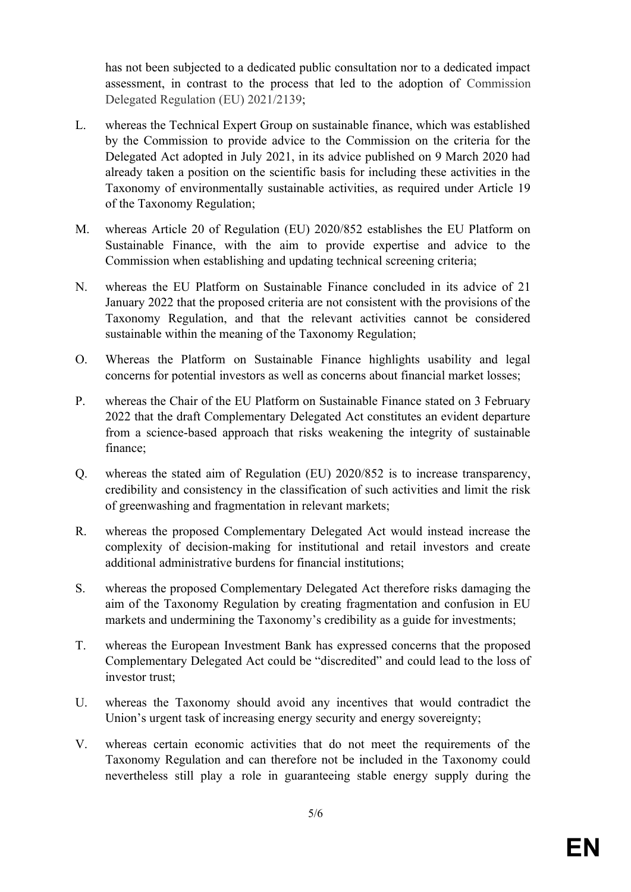has not been subjected to a dedicated public consultation nor to a dedicated impact assessment, in contrast to the process that led to the adoption of Commission Delegated Regulation (EU) 2021/2139;

L. whereas the Technical Expert Group on sustainable finance, which was established by the Commission to provide advice to the Commission on the criteria for the Delegated Act adopted in July 2021, in its advice published on 9 March 2020 had already taken a position on the scientific basis for including these activities in the Taxonomy of environmentally sustainable activities, as required under Article 19 of the Taxonomy Regulation;

M. whereas Article 20 of Regulation (EU) 2020/852 establishes the EU Platform on Sustainable Finance, with the aim to provide expertise and advice to the Commission when establishing and updating technical screening criteria;

N. whereas the EU Platform on Sustainable Finance concluded in its advice of 21 January 2022 that the proposed criteria are not consistent with the provisions of the Taxonomy Regulation, and that the relevant activities cannot be considered sustainable within the meaning of the Taxonomy Regulation;

O. Whereas the Platform on Sustainable Finance highlights usability and legal concerns for potential investors as well as concerns about financial market losses;

P. whereas the Chair of the EU Platform on Sustainable Finance stated on 3 February 2022 that the draft Complementary Delegated Act constitutes an evident departure from a science-based approach that risks weakening the integrity of sustainable finance;

Q. whereas the stated aim of Regulation (EU) 2020/852 is to increase transparency, credibility and consistency in the classification of such activities and limit the risk of greenwashing and fragmentation in relevant markets;

R. whereas the proposed Complementary Delegated Act would instead increase the complexity of decision-making for institutional and retail investors and create additional administrative burdens for financial institutions;

S. whereas the proposed Complementary Delegated Act therefore risks damaging the aim of the Taxonomy Regulation by creating fragmentation and confusion in EU markets and undermining the Taxonomy's credibility as a guide for investments;

T. whereas the European Investment Bank has expressed concerns that the proposed Complementary Delegated Act could be "discredited" and could lead to the loss of investor trust;

U. whereas the Taxonomy should avoid any incentives that would contradict the Union's urgent task of increasing energy security and energy sovereignty;

V. whereas certain economic activities that do not meet the requirements of the Taxonomy Regulation and can therefore not be included in the Taxonomy could nevertheless still play a role in guaranteeing stable energy supply during the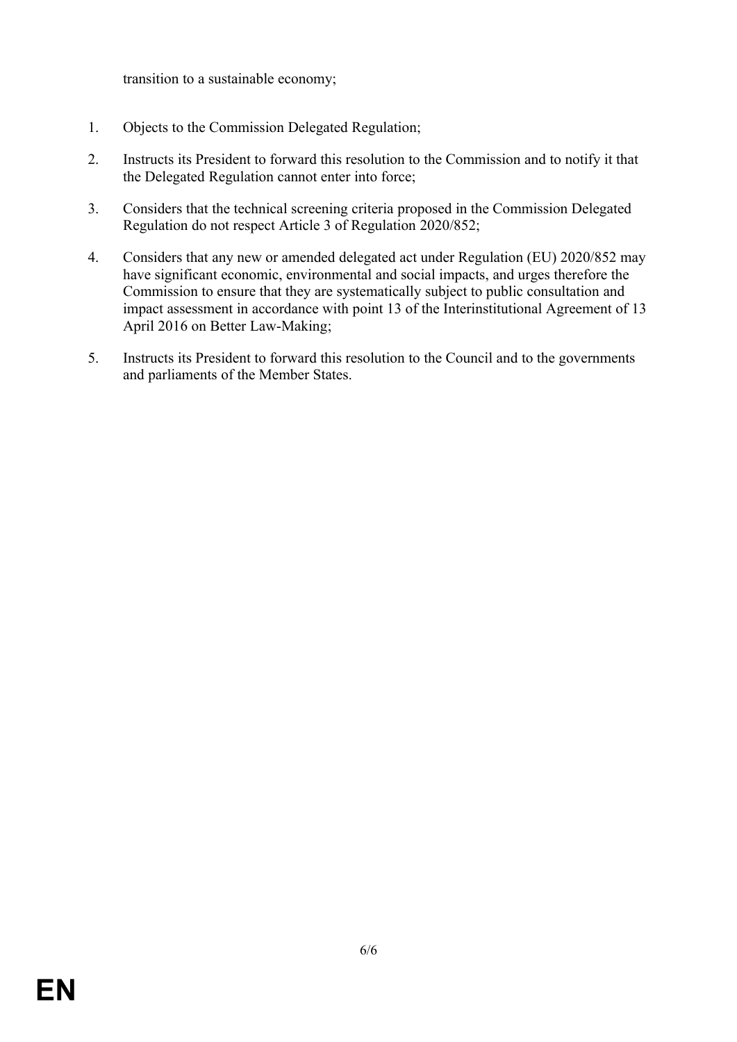transition to a sustainable economy;

1. Objects to the Commission Delegated Regulation;

2. Instructs its President to forward this resolution to the Commission and to notify it that the Delegated Regulation cannot enter into force;

3. Considers that the technical screening criteria proposed in the Commission Delegated Regulation do not respect Article 3 of Regulation 2020/852;

4. Considers that any new or amended delegated act under Regulation (EU) 2020/852 may have significant economic, environmental and social impacts, and urges therefore the Commission to ensure that they are systematically subject to public consultation and impact assessment in accordance with point 13 of the Interinstitutional Agreement of 13 April 2016 on Better Law-Making;

5. Instructs its President to forward this resolution to the Council and to the governments and parliaments of the Member States.